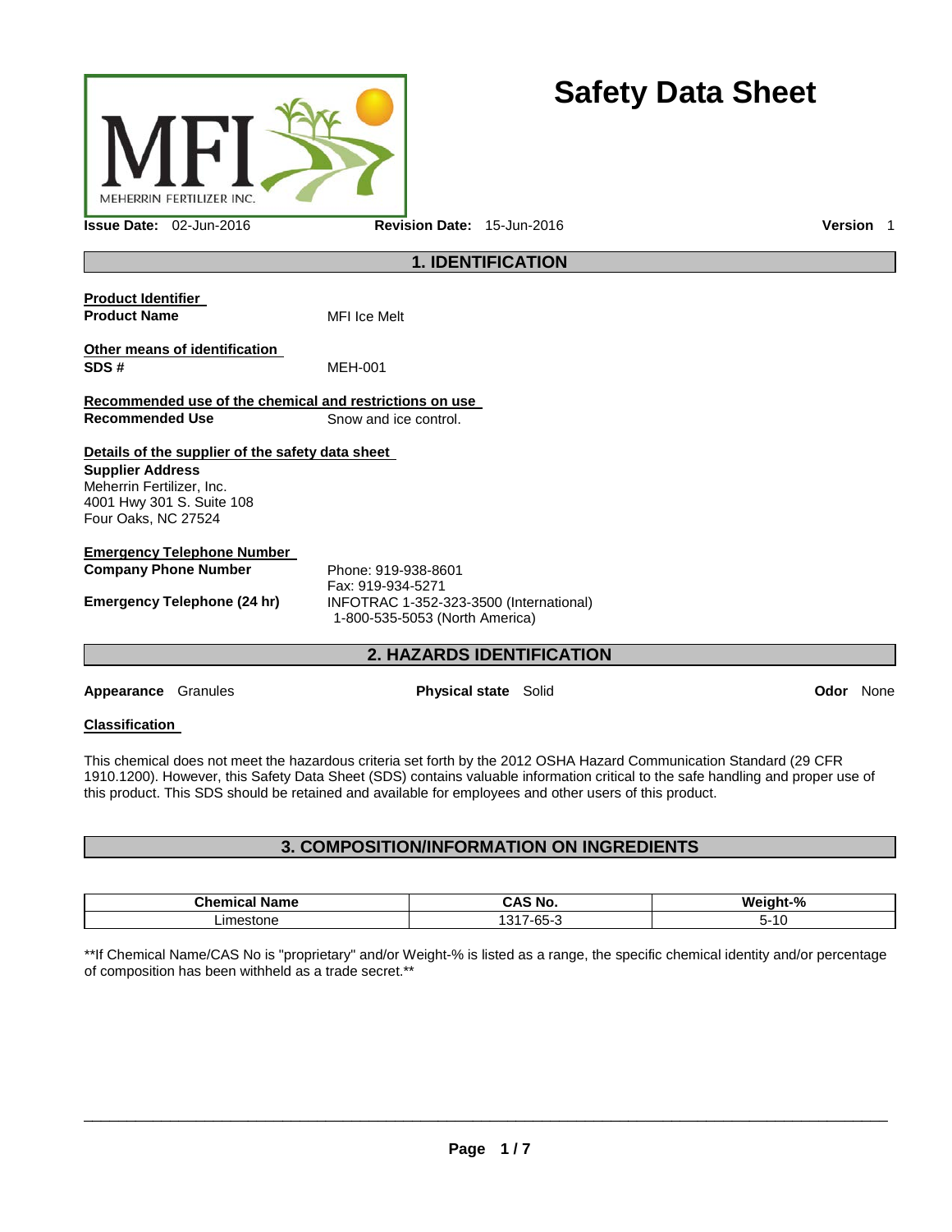# Safety Data Sheet

MEHERRIN FERTILIZER INC.

**Issue Date:** 02-Jun-2016 **Revision Date:** 15-Jun-2016 **Version** 1

## 1. IDENTIFICATION

**Product Identifier**

**Product Name** MFI Ice Melt

**Other means of identification**

**SDS #** MEH-001

**Recommended use of the chemical and restrictions on use**

**Recommended Use** Snow and ice control.

**Details of the supplier of the safety data sheet**

**Supplier Address**
Meherrin Fertilizer, Inc.
4001 Hwy 301 S. Suite 108
Four Oaks, NC 27524

**Emergency Telephone Number**

**Company Phone Number** Phone: 919-938-8601
Fax: 919-934-5271

**Emergency Telephone (24 hr)** INFOTRAC 1-352-323-3500 (International)
1-800-535-5053 (North America)

## 2. HAZARDS IDENTIFICATION

**Appearance** Granules **Physical state** Solid **Odor** None

**Classification**

This chemical does not meet the hazardous criteria set forth by the 2012 OSHA Hazard Communication Standard (29 CFR 1910.1200). However, this Safety Data Sheet (SDS) contains valuable information critical to the safe handling and proper use of this product. This SDS should be retained and available for employees and other users of this product.

## 3. COMPOSITION/INFORMATION ON INGREDIENTS

| Chemical Name | CAS No. | Weight-% |
| --- | --- | --- |
| Limestone | 1317-65-3 | 5-10 |

**If Chemical Name/CAS No is "proprietary" and/or Weight-% is listed as a range, the specific chemical identity and/or percentage of composition has been withheld as a trade secret.**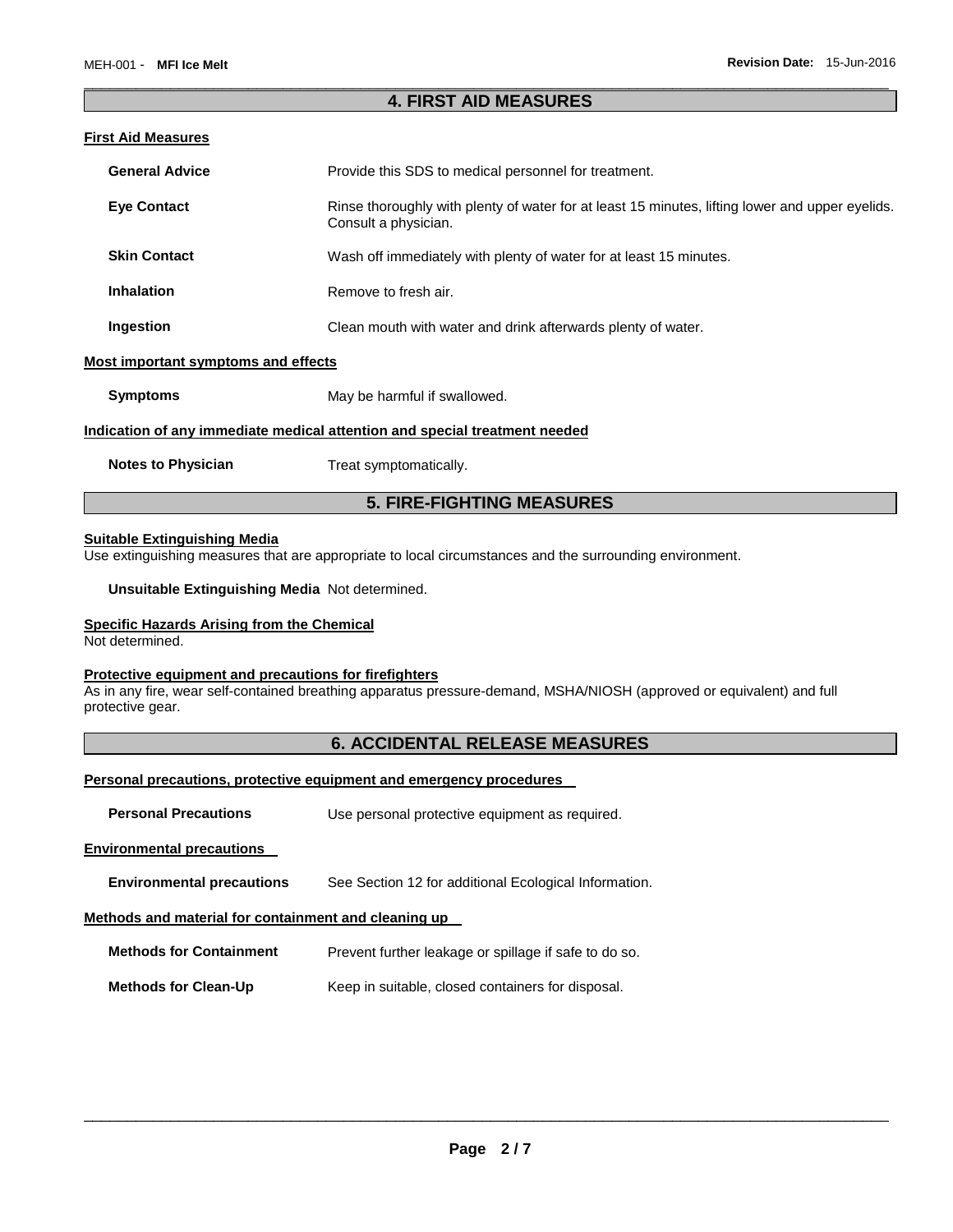## 4. FIRST AID MEASURES

### First Aid Measures

**General Advice** Provide this SDS to medical personnel for treatment.

**Eye Contact** Rinse thoroughly with plenty of water for at least 15 minutes, lifting lower and upper eyelids. Consult a physician.

**Skin Contact** Wash off immediately with plenty of water for at least 15 minutes.

**Inhalation** Remove to fresh air.

**Ingestion** Clean mouth with water and drink afterwards plenty of water.

### Most important symptoms and effects

**Symptoms** May be harmful if swallowed.

### Indication of any immediate medical attention and special treatment needed

**Notes to Physician** Treat symptomatically.

## 5. FIRE-FIGHTING MEASURES

### Suitable Extinguishing Media

Use extinguishing measures that are appropriate to local circumstances and the surrounding environment.

**Unsuitable Extinguishing Media** Not determined.

### Specific Hazards Arising from the Chemical

Not determined.

### Protective equipment and precautions for firefighters

As in any fire, wear self-contained breathing apparatus pressure-demand, MSHA/NIOSH (approved or equivalent) and full protective gear.

## 6. ACCIDENTAL RELEASE MEASURES

### Personal precautions, protective equipment and emergency procedures

**Personal Precautions** Use personal protective equipment as required.

### Environmental precautions

**Environmental precautions** See Section 12 for additional Ecological Information.

### Methods and material for containment and cleaning up

**Methods for Containment** Prevent further leakage or spillage if safe to do so.

**Methods for Clean-Up** Keep in suitable, closed containers for disposal.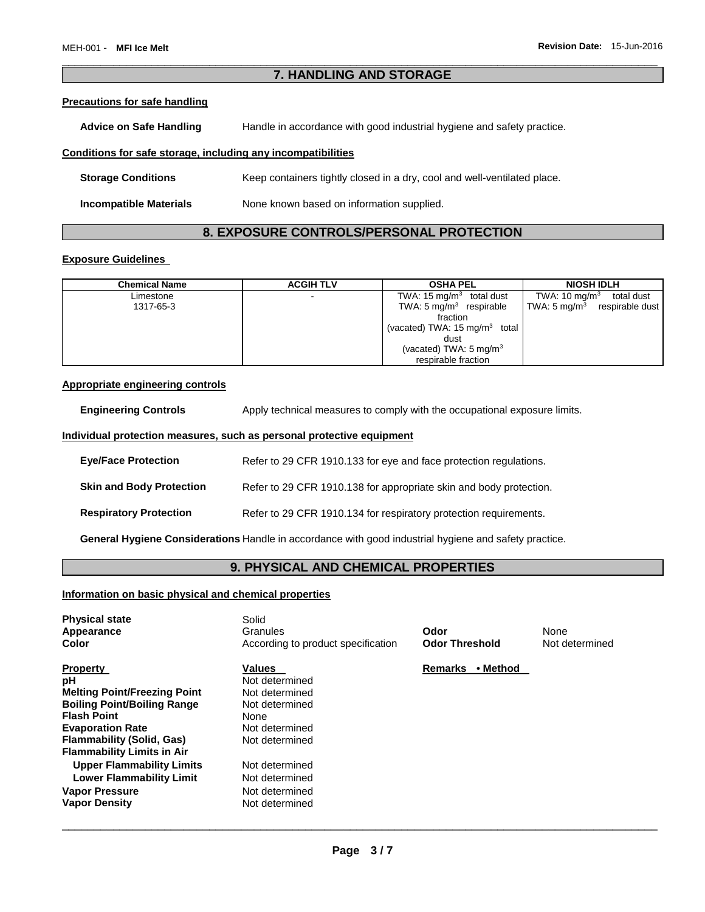## 7. HANDLING AND STORAGE

### Precautions for safe handling

**Advice on Safe Handling** Handle in accordance with good industrial hygiene and safety practice.

### Conditions for safe storage, including any incompatibilities

**Storage Conditions** Keep containers tightly closed in a dry, cool and well-ventilated place.

**Incompatible Materials** None known based on information supplied.

## 8. EXPOSURE CONTROLS/PERSONAL PROTECTION

### Exposure Guidelines

| Chemical Name | ACGIH TLV | OSHA PEL | NIOSH IDLH |
|---|---|---|---|
| Limestone 1317-65-3 | - | TWA: 15 mg/m$^3$ total dust TWA: 5 mg/m$^3$ respirable fraction (vacated) TWA: 15 mg/m$^3$ total dust (vacated) TWA: 5 mg/m$^3$ respirable fraction | TWA: 10 mg/m$^3$ total dust TWA: 5 mg/m$^3$ respirable dust |

### Appropriate engineering controls

**Engineering Controls** Apply technical measures to comply with the occupational exposure limits.

### Individual protection measures, such as personal protective equipment

**Eye/Face Protection** Refer to 29 CFR 1910.133 for eye and face protection regulations.

**Skin and Body Protection** Refer to 29 CFR 1910.138 for appropriate skin and body protection.

**Respiratory Protection** Refer to 29 CFR 1910.134 for respiratory protection requirements.

**General Hygiene Considerations** Handle in accordance with good industrial hygiene and safety practice.

## 9. PHYSICAL AND CHEMICAL PROPERTIES

### Information on basic physical and chemical properties

**Physical state** Solid

**Appearance** Granules | **Odor** None

**Color** According to product specification | **Odor Threshold** Not determined

| Property | Values | Remarks • Method |
|---|---|---|
| **pH** | Not determined | |
| **Melting Point/Freezing Point** | Not determined | |
| **Boiling Point/Boiling Range** | Not determined | |
| **Flash Point** | None | |
| **Evaporation Rate** | Not determined | |
| **Flammability (Solid, Gas)** | Not determined | |
| **Flammability Limits in Air** | | |
| **Upper Flammability Limits** | Not determined | |
| **Lower Flammability Limit** | Not determined | |
| **Vapor Pressure** | Not determined | |
| **Vapor Density** | Not determined | |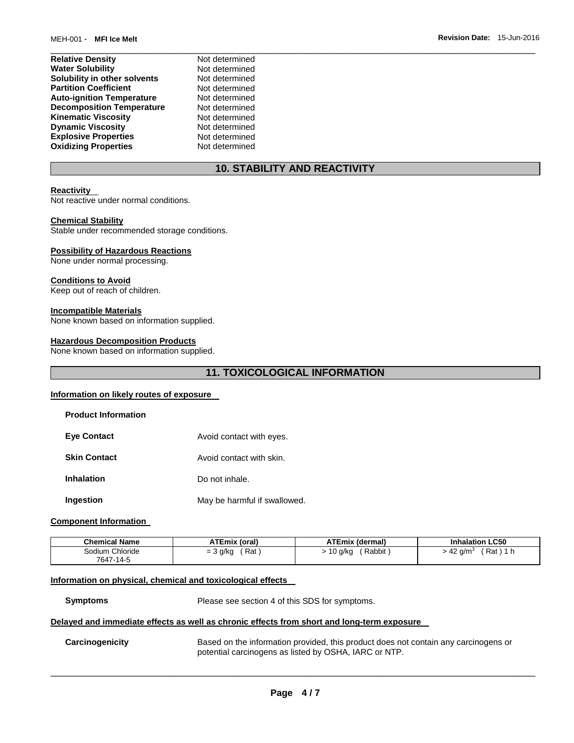| | |
|---|---|
| **Relative Density** | Not determined |
| **Water Solubility** | Not determined |
| **Solubility in other solvents** | Not determined |
| **Partition Coefficient** | Not determined |
| **Auto-ignition Temperature** | Not determined |
| **Decomposition Temperature** | Not determined |
| **Kinematic Viscosity** | Not determined |
| **Dynamic Viscosity** | Not determined |
| **Explosive Properties** | Not determined |
| **Oxidizing Properties** | Not determined |

## 10. STABILITY AND REACTIVITY

**Reactivity**
Not reactive under normal conditions.

**Chemical Stability**
Stable under recommended storage conditions.

**Possibility of Hazardous Reactions**
None under normal processing.

**Conditions to Avoid**
Keep out of reach of children.

**Incompatible Materials**
None known based on information supplied.

**Hazardous Decomposition Products**
None known based on information supplied.

## 11. TOXICOLOGICAL INFORMATION

**Information on likely routes of exposure**

**Product Information**

| | |
|---|---|
| **Eye Contact** | Avoid contact with eyes. |
| **Skin Contact** | Avoid contact with skin. |
| **Inhalation** | Do not inhale. |
| **Ingestion** | May be harmful if swallowed. |

**Component Information**

| Chemical Name | ATEmix (oral) | ATEmix (dermal) | Inhalation LC50 |
|---|---|---|---|
| Sodium Chloride 7647-14-5 | = 3 g/kg ( Rat ) | > 10 g/kg ( Rabbit ) | > 42 g/m$^3$ ( Rat ) 1 h |

**Information on physical, chemical and toxicological effects**

**Symptoms** Please see section 4 of this SDS for symptoms.

**Delayed and immediate effects as well as chronic effects from short and long-term exposure**

**Carcinogenicity** Based on the information provided, this product does not contain any carcinogens or potential carcinogens as listed by OSHA, IARC or NTP.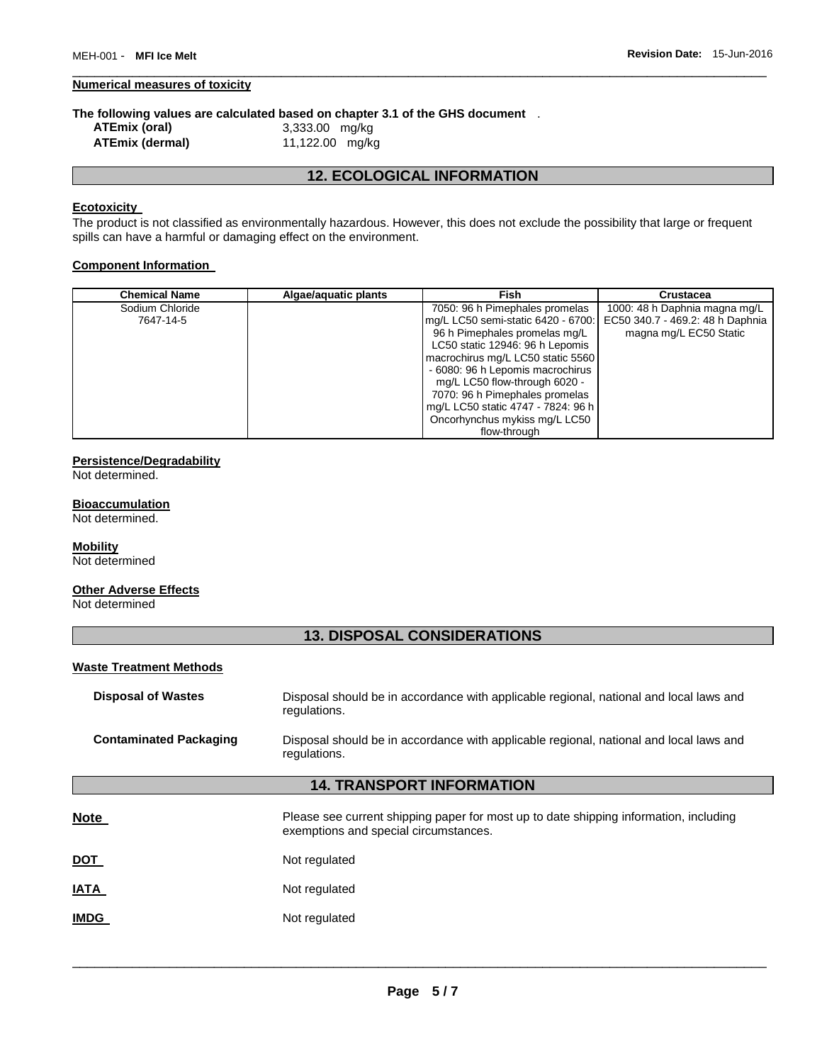#### Numerical measures of toxicity

**The following values are calculated based on chapter 3.1 of the GHS document** .

| | |
|---|---|
| **ATEmix (oral)** | 3,333.00 mg/kg |
| **ATEmix (dermal)** | 11,122.00 mg/kg |

## 12. ECOLOGICAL INFORMATION

#### Ecotoxicity

The product is not classified as environmentally hazardous. However, this does not exclude the possibility that large or frequent spills can have a harmful or damaging effect on the environment.

#### Component Information

| Chemical Name | Algae/aquatic plants | Fish | Crustacea |
|---|---|---|---|
| Sodium Chloride 7647-14-5 | | 7050: 96 h Pimephales promelas mg/L LC50 semi-static 6420 - 6700: 96 h Pimephales promelas mg/L LC50 static 12946: 96 h Lepomis macrochirus mg/L LC50 static 5560 - 6080: 96 h Lepomis macrochirus mg/L LC50 flow-through 6020 - 7070: 96 h Pimephales promelas mg/L LC50 static 4747 - 7824: 96 h Oncorhynchus mykiss mg/L LC50 flow-through | 1000: 48 h Daphnia magna mg/L EC50 340.7 - 469.2: 48 h Daphnia magna mg/L EC50 Static |

#### Persistence/Degradability

Not determined.

#### Bioaccumulation

Not determined.

#### Mobility

Not determined

#### Other Adverse Effects

Not determined

## 13. DISPOSAL CONSIDERATIONS

#### Waste Treatment Methods

**Disposal of Wastes** Disposal should be in accordance with applicable regional, national and local laws and regulations.

**Contaminated Packaging** Disposal should be in accordance with applicable regional, national and local laws and regulations.

## 14. TRANSPORT INFORMATION

**Note** Please see current shipping paper for most up to date shipping information, including exemptions and special circumstances.

**DOT** Not regulated

**IATA** Not regulated

**IMDG** Not regulated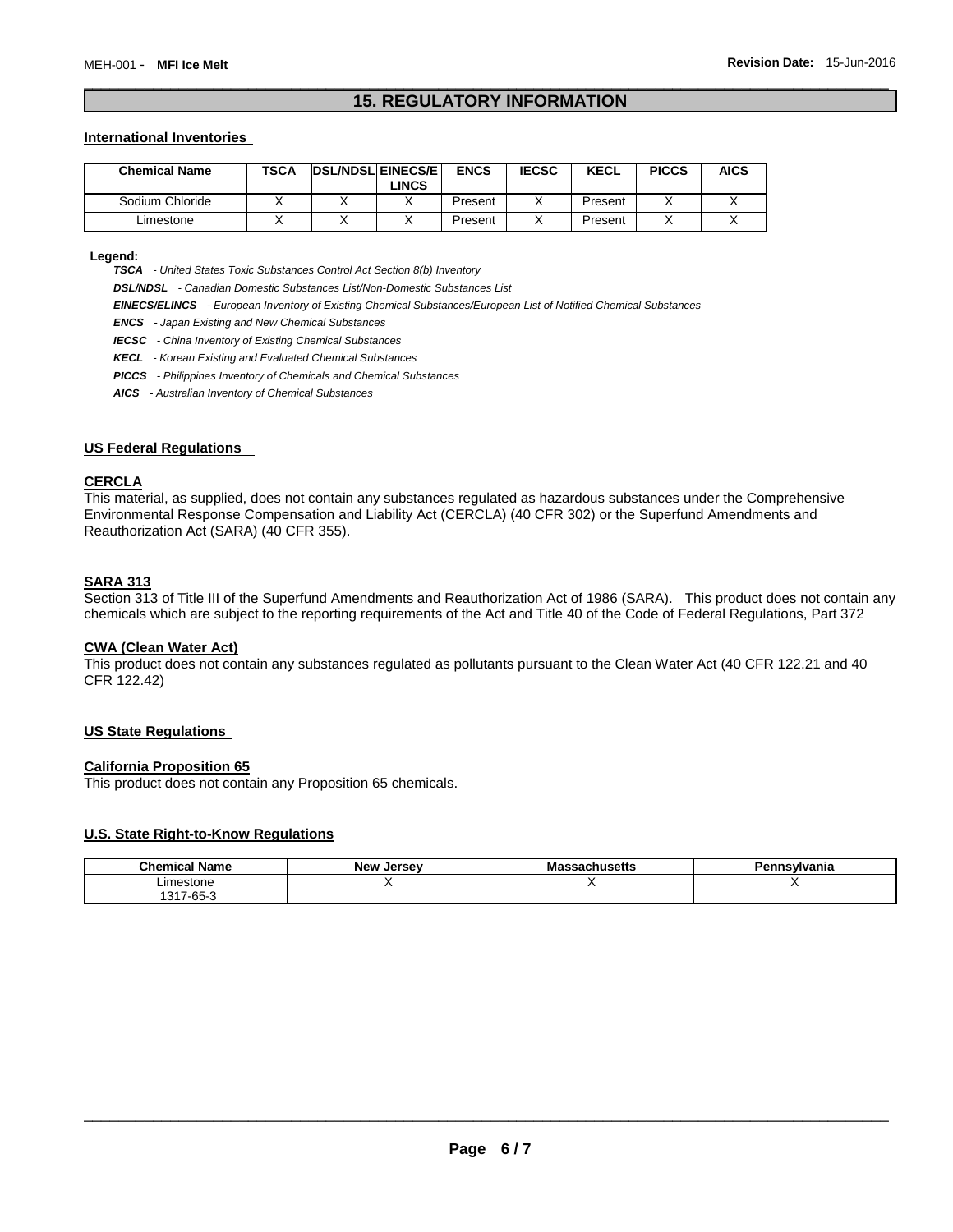## 15. REGULATORY INFORMATION

### International Inventories

| Chemical Name | TSCA | DSL/NDSL | EINECS/ELINCS | ENCS | IECSC | KECL | PICCS | AICS |
|---|---|---|---|---|---|---|---|---|
| Sodium Chloride | X | X | X | Present | X | Present | X | X |
| Limestone | X | X | X | Present | X | Present | X | X |

**Legend:**

***TSCA*** *- United States Toxic Substances Control Act Section 8(b) Inventory*

***DSL/NDSL*** *- Canadian Domestic Substances List/Non-Domestic Substances List*

***EINECS/ELINCS*** *- European Inventory of Existing Chemical Substances/European List of Notified Chemical Substances*

***ENCS*** *- Japan Existing and New Chemical Substances*

***IECSC*** *- China Inventory of Existing Chemical Substances*

***KECL*** *- Korean Existing and Evaluated Chemical Substances*

***PICCS*** *- Philippines Inventory of Chemicals and Chemical Substances*

***AICS*** *- Australian Inventory of Chemical Substances*

### US Federal Regulations

#### CERCLA

This material, as supplied, does not contain any substances regulated as hazardous substances under the Comprehensive Environmental Response Compensation and Liability Act (CERCLA) (40 CFR 302) or the Superfund Amendments and Reauthorization Act (SARA) (40 CFR 355).

#### SARA 313

Section 313 of Title III of the Superfund Amendments and Reauthorization Act of 1986 (SARA). This product does not contain any chemicals which are subject to the reporting requirements of the Act and Title 40 of the Code of Federal Regulations, Part 372

#### CWA (Clean Water Act)

This product does not contain any substances regulated as pollutants pursuant to the Clean Water Act (40 CFR 122.21 and 40 CFR 122.42)

### US State Regulations

#### California Proposition 65

This product does not contain any Proposition 65 chemicals.

### U.S. State Right-to-Know Regulations

| Chemical Name | New Jersey | Massachusetts | Pennsylvania |
|---|---|---|---|
| Limestone<br>1317-65-3 | X | X | X |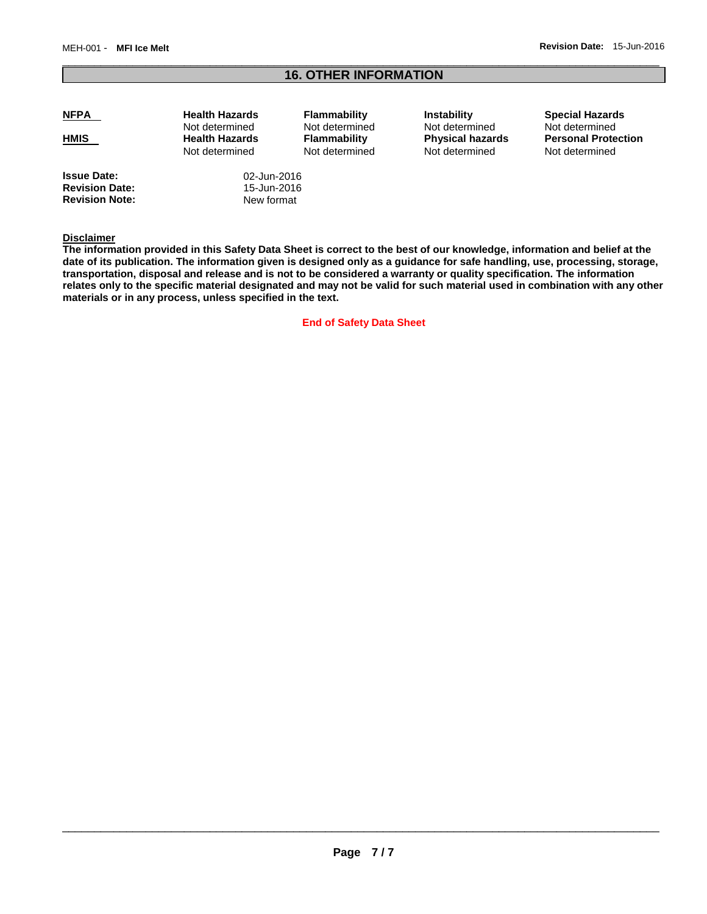## 16. OTHER INFORMATION

| | | | | |
|---|---|---|---|---|
| **NFPA** | **Health Hazards** | **Flammability** | **Instability** | **Special Hazards** |
| | Not determined | Not determined | Not determined | Not determined |
| **HMIS** | **Health Hazards** | **Flammability** | **Physical hazards** | **Personal Protection** |
| | Not determined | Not determined | Not determined | Not determined |

**Issue Date:** 02-Jun-2016
**Revision Date:** 15-Jun-2016
**Revision Note:** New format

**Disclaimer**

**The information provided in this Safety Data Sheet is correct to the best of our knowledge, information and belief at the date of its publication. The information given is designed only as a guidance for safe handling, use, processing, storage, transportation, disposal and release and is not to be considered a warranty or quality specification. The information relates only to the specific material designated and may not be valid for such material used in combination with any other materials or in any process, unless specified in the text.**

**End of Safety Data Sheet**